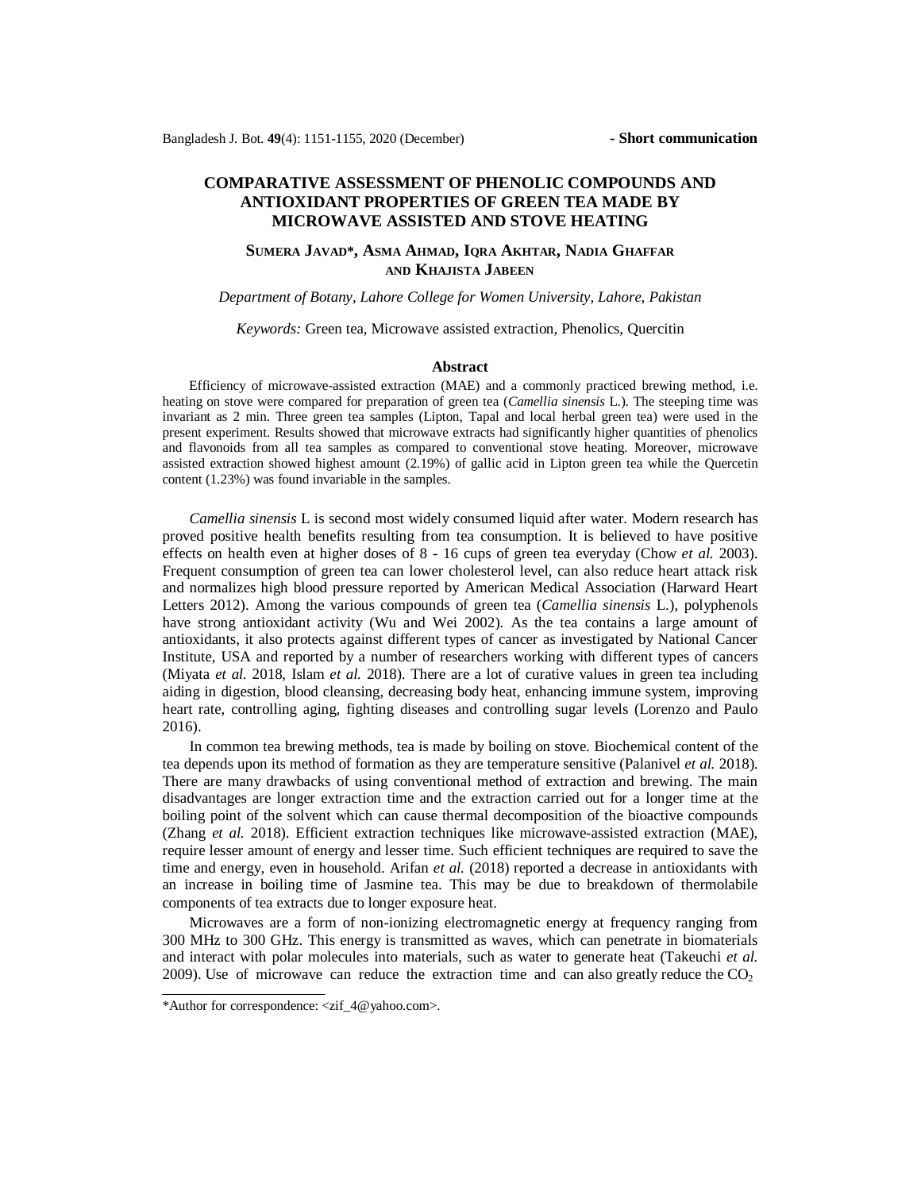- **Short communication**

# COMPARATIVE ASSESSMENT OF PHENOLIC COMPOUNDS AND ANTIOXIDANT PROPERTIES OF GREEN TEA MADE BY MICROWAVE ASSISTED AND STOVE HEATING

**Sumera Javad\*, Asma Ahmad, Iqra Akhtar, Nadia Ghaffar and Khajista Jabeen**

*Department of Botany, Lahore College for Women University, Lahore, Pakistan*

*Keywords:* Green tea, Microwave assisted extraction, Phenolics, Quercitin

## Abstract

Efficiency of microwave-assisted extraction (MAE) and a commonly practiced brewing method, i.e. heating on stove were compared for preparation of green tea (*Camellia sinensis* L.). The steeping time was invariant as 2 min. Three green tea samples (Lipton, Tapal and local herbal green tea) were used in the present experiment. Results showed that microwave extracts had significantly higher quantities of phenolics and flavonoids from all tea samples as compared to conventional stove heating. Moreover, microwave assisted extraction showed highest amount (2.19%) of gallic acid in Lipton green tea while the Quercetin content (1.23%) was found invariable in the samples.

*Camellia sinensis* L is second most widely consumed liquid after water. Modern research has proved positive health benefits resulting from tea consumption. It is believed to have positive effects on health even at higher doses of 8 - 16 cups of green tea everyday (Chow *et al.* 2003). Frequent consumption of green tea can lower cholesterol level, can also reduce heart attack risk and normalizes high blood pressure reported by American Medical Association (Harward Heart Letters 2012). Among the various compounds of green tea (*Camellia sinensis* L.), polyphenols have strong antioxidant activity (Wu and Wei 2002). As the tea contains a large amount of antioxidants, it also protects against different types of cancer as investigated by National Cancer Institute, USA and reported by a number of researchers working with different types of cancers (Miyata *et al.* 2018, Islam *et al.* 2018). There are a lot of curative values in green tea including aiding in digestion, blood cleansing, decreasing body heat, enhancing immune system, improving heart rate, controlling aging, fighting diseases and controlling sugar levels (Lorenzo and Paulo 2016).

In common tea brewing methods, tea is made by boiling on stove. Biochemical content of the tea depends upon its method of formation as they are temperature sensitive (Palanivel *et al.* 2018). There are many drawbacks of using conventional method of extraction and brewing. The main disadvantages are longer extraction time and the extraction carried out for a longer time at the boiling point of the solvent which can cause thermal decomposition of the bioactive compounds (Zhang *et al.* 2018). Efficient extraction techniques like microwave-assisted extraction (MAE), require lesser amount of energy and lesser time. Such efficient techniques are required to save the time and energy, even in household. Arifan *et al.* (2018) reported a decrease in antioxidants with an increase in boiling time of Jasmine tea. This may be due to breakdown of thermolabile components of tea extracts due to longer exposure heat.

Microwaves are a form of non-ionizing electromagnetic energy at frequency ranging from 300 MHz to 300 GHz. This energy is transmitted as waves, which can penetrate in biomaterials and interact with polar molecules into materials, such as water to generate heat (Takeuchi *et al.* 2009). Use of microwave can reduce the extraction time and can also greatly reduce the $CO_2$

\*Author for correspondence: <zif_4@yahoo.com>.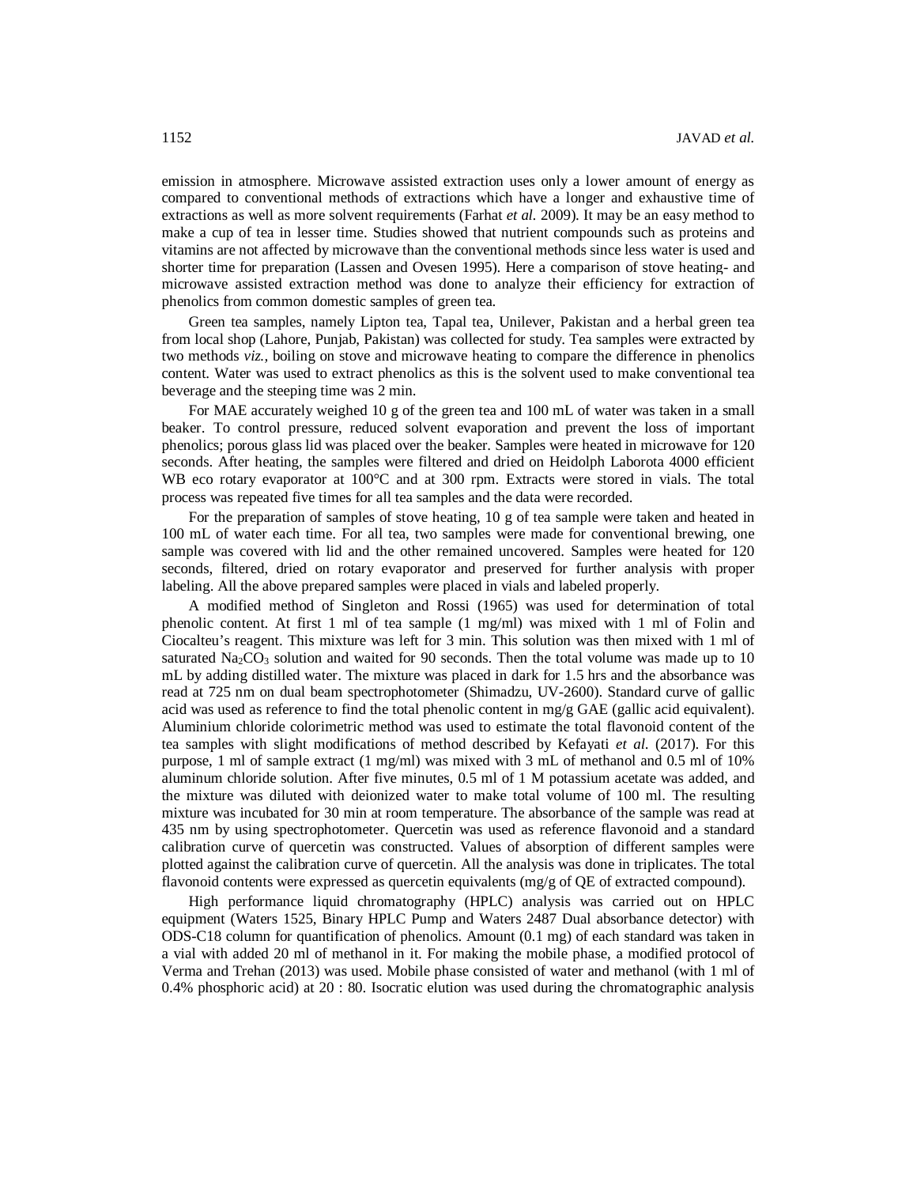emission in atmosphere. Microwave assisted extraction uses only a lower amount of energy as compared to conventional methods of extractions which have a longer and exhaustive time of extractions as well as more solvent requirements (Farhat *et al.* 2009). It may be an easy method to make a cup of tea in lesser time. Studies showed that nutrient compounds such as proteins and vitamins are not affected by microwave than the conventional methods since less water is used and shorter time for preparation (Lassen and Ovesen 1995). Here a comparison of stove heating- and microwave assisted extraction method was done to analyze their efficiency for extraction of phenolics from common domestic samples of green tea.

Green tea samples, namely Lipton tea, Tapal tea, Unilever, Pakistan and a herbal green tea from local shop (Lahore, Punjab, Pakistan) was collected for study. Tea samples were extracted by two methods *viz.,* boiling on stove and microwave heating to compare the difference in phenolics content. Water was used to extract phenolics as this is the solvent used to make conventional tea beverage and the steeping time was 2 min.

For MAE accurately weighed 10 g of the green tea and 100 mL of water was taken in a small beaker. To control pressure, reduced solvent evaporation and prevent the loss of important phenolics; porous glass lid was placed over the beaker. Samples were heated in microwave for 120 seconds. After heating, the samples were filtered and dried on Heidolph Laborota 4000 efficient WB eco rotary evaporator at 100°C and at 300 rpm. Extracts were stored in vials. The total process was repeated five times for all tea samples and the data were recorded.

For the preparation of samples of stove heating, 10 g of tea sample were taken and heated in 100 mL of water each time. For all tea, two samples were made for conventional brewing, one sample was covered with lid and the other remained uncovered. Samples were heated for 120 seconds, filtered, dried on rotary evaporator and preserved for further analysis with proper labeling. All the above prepared samples were placed in vials and labeled properly.

A modified method of Singleton and Rossi (1965) was used for determination of total phenolic content. At first 1 ml of tea sample (1 mg/ml) was mixed with 1 ml of Folin and Ciocalteu's reagent. This mixture was left for 3 min. This solution was then mixed with 1 ml of saturated $Na_2CO_3$ solution and waited for 90 seconds. Then the total volume was made up to 10 mL by adding distilled water. The mixture was placed in dark for 1.5 hrs and the absorbance was read at 725 nm on dual beam spectrophotometer (Shimadzu, UV-2600). Standard curve of gallic acid was used as reference to find the total phenolic content in mg/g GAE (gallic acid equivalent). Aluminium chloride colorimetric method was used to estimate the total flavonoid content of the tea samples with slight modifications of method described by Kefayati *et al.* (2017). For this purpose, 1 ml of sample extract (1 mg/ml) was mixed with 3 mL of methanol and 0.5 ml of 10% aluminum chloride solution. After five minutes, 0.5 ml of 1 M potassium acetate was added, and the mixture was diluted with deionized water to make total volume of 100 ml. The resulting mixture was incubated for 30 min at room temperature. The absorbance of the sample was read at 435 nm by using spectrophotometer. Quercetin was used as reference flavonoid and a standard calibration curve of quercetin was constructed. Values of absorption of different samples were plotted against the calibration curve of quercetin. All the analysis was done in triplicates. The total flavonoid contents were expressed as quercetin equivalents (mg/g of QE of extracted compound).

High performance liquid chromatography (HPLC) analysis was carried out on HPLC equipment (Waters 1525, Binary HPLC Pump and Waters 2487 Dual absorbance detector) with ODS-C18 column for quantification of phenolics. Amount (0.1 mg) of each standard was taken in a vial with added 20 ml of methanol in it. For making the mobile phase, a modified protocol of Verma and Trehan (2013) was used. Mobile phase consisted of water and methanol (with 1 ml of 0.4% phosphoric acid) at 20 : 80. Isocratic elution was used during the chromatographic analysis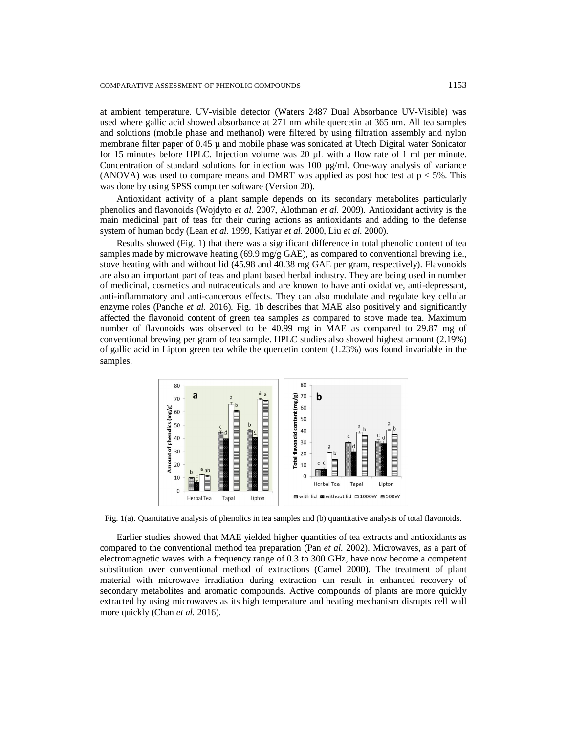at ambient temperature. UV-visible detector (Waters 2487 Dual Absorbance UV-Visible) was used where gallic acid showed absorbance at 271 nm while quercetin at 365 nm. All tea samples and solutions (mobile phase and methanol) were filtered by using filtration assembly and nylon membrane filter paper of 0.45 µ and mobile phase was sonicated at Utech Digital water Sonicator for 15 minutes before HPLC. Injection volume was 20 µL with a flow rate of 1 ml per minute. Concentration of standard solutions for injection was 100 µg/ml. One-way analysis of variance (ANOVA) was used to compare means and DMRT was applied as post hoc test at $p < 5\%$. This was done by using SPSS computer software (Version 20).

Antioxidant activity of a plant sample depends on its secondary metabolites particularly phenolics and flavonoids (Wojdyto *et al.* 2007, Alothman *et al.* 2009). Antioxidant activity is the main medicinal part of teas for their curing actions as antioxidants and adding to the defense system of human body (Lean *et al.* 1999, Katiyar *et al.* 2000, Liu *et al.* 2000).

Results showed (Fig. 1) that there was a significant difference in total phenolic content of tea samples made by microwave heating (69.9 mg/g GAE), as compared to conventional brewing i.e., stove heating with and without lid (45.98 and 40.38 mg GAE per gram, respectively). Flavonoids are also an important part of teas and plant based herbal industry. They are being used in number of medicinal, cosmetics and nutraceuticals and are known to have anti oxidative, anti-depressant, anti-inflammatory and anti-cancerous effects. They can also modulate and regulate key cellular enzyme roles (Panche *et al.* 2016). Fig. 1b describes that MAE also positively and significantly affected the flavonoid content of green tea samples as compared to stove made tea. Maximum number of flavonoids was observed to be 40.99 mg in MAE as compared to 29.87 mg of conventional brewing per gram of tea sample. HPLC studies also showed highest amount (2.19%) of gallic acid in Lipton green tea while the quercetin content (1.23%) was found invariable in the samples.

Fig. 1(a). Quantitative analysis of phenolics in tea samples and (b) quantitative analysis of total flavonoids.

Earlier studies showed that MAE yielded higher quantities of tea extracts and antioxidants as compared to the conventional method tea preparation (Pan *et al.* 2002). Microwaves, as a part of electromagnetic waves with a frequency range of 0.3 to 300 GHz, have now become a competent substitution over conventional method of extractions (Camel 2000). The treatment of plant material with microwave irradiation during extraction can result in enhanced recovery of secondary metabolites and aromatic compounds. Active compounds of plants are more quickly extracted by using microwaves as its high temperature and heating mechanism disrupts cell wall more quickly (Chan *et al.* 2016).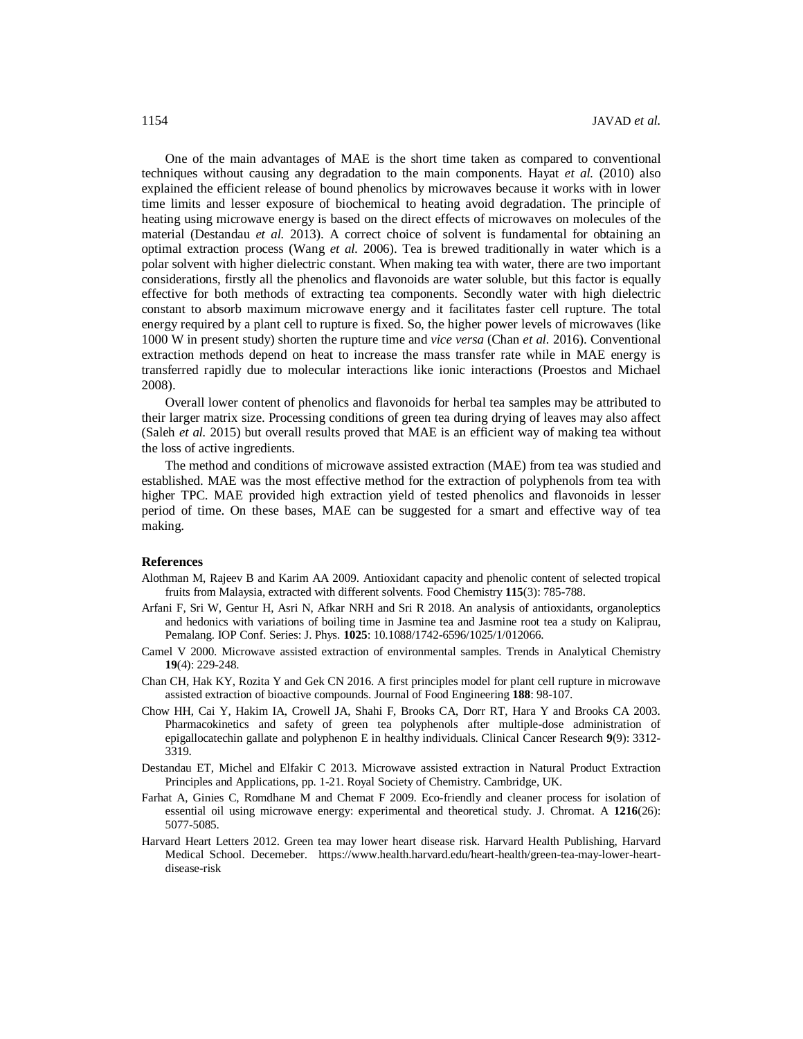One of the main advantages of MAE is the short time taken as compared to conventional techniques without causing any degradation to the main components. Hayat *et al.* (2010) also explained the efficient release of bound phenolics by microwaves because it works with in lower time limits and lesser exposure of biochemical to heating avoid degradation. The principle of heating using microwave energy is based on the direct effects of microwaves on molecules of the material (Destandau *et al.* 2013). A correct choice of solvent is fundamental for obtaining an optimal extraction process (Wang *et al.* 2006). Tea is brewed traditionally in water which is a polar solvent with higher dielectric constant. When making tea with water, there are two important considerations, firstly all the phenolics and flavonoids are water soluble, but this factor is equally effective for both methods of extracting tea components. Secondly water with high dielectric constant to absorb maximum microwave energy and it facilitates faster cell rupture. The total energy required by a plant cell to rupture is fixed. So, the higher power levels of microwaves (like 1000 W in present study) shorten the rupture time and *vice versa* (Chan *et al.* 2016). Conventional extraction methods depend on heat to increase the mass transfer rate while in MAE energy is transferred rapidly due to molecular interactions like ionic interactions (Proestos and Michael 2008).

Overall lower content of phenolics and flavonoids for herbal tea samples may be attributed to their larger matrix size. Processing conditions of green tea during drying of leaves may also affect (Saleh *et al.* 2015) but overall results proved that MAE is an efficient way of making tea without the loss of active ingredients.

The method and conditions of microwave assisted extraction (MAE) from tea was studied and established. MAE was the most effective method for the extraction of polyphenols from tea with higher TPC. MAE provided high extraction yield of tested phenolics and flavonoids in lesser period of time. On these bases, MAE can be suggested for a smart and effective way of tea making.

## References

Alothman M, Rajeev B and Karim AA 2009. Antioxidant capacity and phenolic content of selected tropical fruits from Malaysia, extracted with different solvents. Food Chemistry **115**(3): 785-788.

Arfani F, Sri W, Gentur H, Asri N, Afkar NRH and Sri R 2018. An analysis of antioxidants, organoleptics and hedonics with variations of boiling time in Jasmine tea and Jasmine root tea a study on Kaliprau, Pemalang. IOP Conf. Series: J. Phys. **1025**: 10.1088/1742-6596/1025/1/012066.

Camel V 2000. Microwave assisted extraction of environmental samples. Trends in Analytical Chemistry **19**(4): 229-248.

Chan CH, Hak KY, Rozita Y and Gek CN 2016. A first principles model for plant cell rupture in microwave assisted extraction of bioactive compounds. Journal of Food Engineering **188**: 98-107.

Chow HH, Cai Y, Hakim IA, Crowell JA, Shahi F, Brooks CA, Dorr RT, Hara Y and Brooks CA 2003. Pharmacokinetics and safety of green tea polyphenols after multiple-dose administration of epigallocatechin gallate and polyphenon E in healthy individuals. Clinical Cancer Research **9**(9): 3312-3319.

Destandau ET, Michel and Elfakir C 2013. Microwave assisted extraction in Natural Product Extraction Principles and Applications, pp. 1-21. Royal Society of Chemistry. Cambridge, UK.

Farhat A, Ginies C, Romdhane M and Chemat F 2009. Eco-friendly and cleaner process for isolation of essential oil using microwave energy: experimental and theoretical study. J. Chromat. A **1216**(26): 5077-5085.

Harvard Heart Letters 2012. Green tea may lower heart disease risk. Harvard Health Publishing, Harvard Medical School. Decemeber. https://www.health.harvard.edu/heart-health/green-tea-may-lower-heart-disease-risk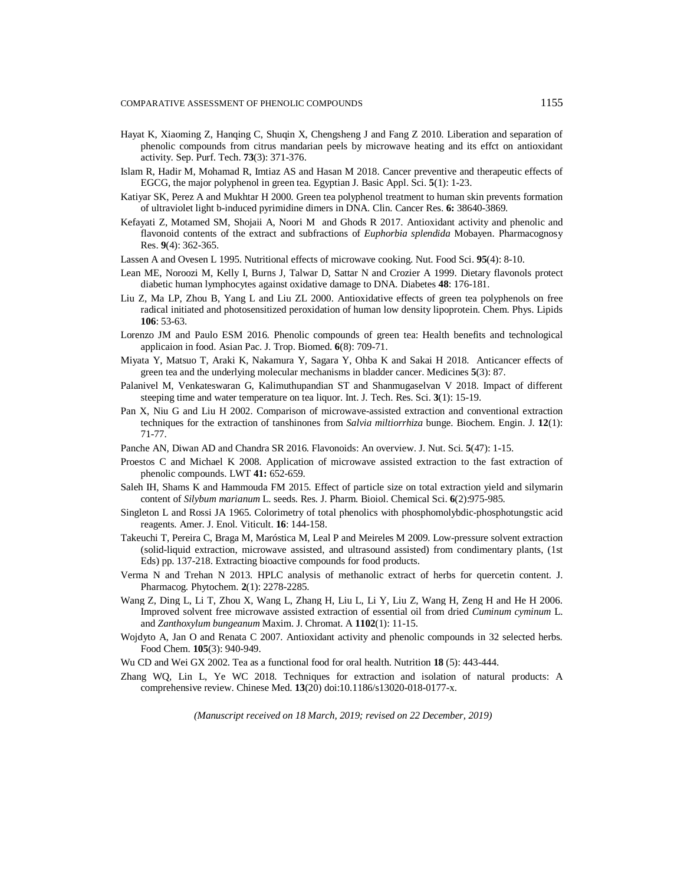Hayat K, Xiaoming Z, Hanqing C, Shuqin X, Chengsheng J and Fang Z 2010. Liberation and separation of phenolic compounds from citrus mandarian peels by microwave heating and its effct on antioxidant activity. Sep. Purf. Tech. **73**(3): 371-376.

Islam R, Hadir M, Mohamad R, Imtiaz AS and Hasan M 2018. Cancer preventive and therapeutic effects of EGCG, the major polyphenol in green tea. Egyptian J. Basic Appl. Sci. **5**(1): 1-23.

Katiyar SK, Perez A and Mukhtar H 2000. Green tea polyphenol treatment to human skin prevents formation of ultraviolet light b-induced pyrimidine dimers in DNA. Clin. Cancer Res. **6:** 38640-3869.

Kefayati Z, Motamed SM, Shojaii A, Noori M and Ghods R 2017. Antioxidant activity and phenolic and flavonoid contents of the extract and subfractions of *Euphorbia splendida* Mobayen. Pharmacognosy Res. **9**(4): 362-365.

Lassen A and Ovesen L 1995. Nutritional effects of microwave cooking. Nut. Food Sci. **95**(4): 8-10.

Lean ME, Noroozi M, Kelly I, Burns J, Talwar D, Sattar N and Crozier A 1999. Dietary flavonols protect diabetic human lymphocytes against oxidative damage to DNA. Diabetes **48**: 176-181.

Liu Z, Ma LP, Zhou B, Yang L and Liu ZL 2000. Antioxidative effects of green tea polyphenols on free radical initiated and photosensitized peroxidation of human low density lipoprotein. Chem. Phys. Lipids **106**: 53-63.

Lorenzo JM and Paulo ESM 2016. Phenolic compounds of green tea: Health benefits and technological applicaion in food. Asian Pac. J. Trop. Biomed. **6**(8): 709-71.

Miyata Y, Matsuo T, Araki K, Nakamura Y, Sagara Y, Ohba K and Sakai H 2018. Anticancer effects of green tea and the underlying molecular mechanisms in bladder cancer. Medicines **5**(3): 87.

Palanivel M, Venkateswaran G, Kalimuthupandian ST and Shanmugaselvan V 2018. Impact of different steeping time and water temperature on tea liquor. Int. J. Tech. Res. Sci. **3**(1): 15-19.

Pan X, Niu G and Liu H 2002. Comparison of microwave-assisted extraction and conventional extraction techniques for the extraction of tanshinones from *Salvia miltiorrhiza* bunge. Biochem. Engin. J. **12**(1): 71-77.

Panche AN, Diwan AD and Chandra SR 2016. Flavonoids: An overview. J. Nut. Sci. **5**(47): 1-15.

Proestos C and Michael K 2008. Application of microwave assisted extraction to the fast extraction of phenolic compounds. LWT **41:** 652-659.

Saleh IH, Shams K and Hammouda FM 2015. Effect of particle size on total extraction yield and silymarin content of *Silybum marianum* L. seeds. Res. J. Pharm. Bioiol. Chemical Sci. **6**(2):975-985.

Singleton L and Rossi JA 1965. Colorimetry of total phenolics with phosphomolybdic-phosphotungstic acid reagents. Amer. J. Enol. Viticult. **16**: 144-158.

Takeuchi T, Pereira C, Braga M, Maróstica M, Leal P and Meireles M 2009. Low-pressure solvent extraction (solid-liquid extraction, microwave assisted, and ultrasound assisted) from condimentary plants, (1st Eds) pp. 137-218. Extracting bioactive compounds for food products.

Verma N and Trehan N 2013. HPLC analysis of methanolic extract of herbs for quercetin content. J. Pharmacog. Phytochem. **2**(1): 2278-2285.

Wang Z, Ding L, Li T, Zhou X, Wang L, Zhang H, Liu L, Li Y, Liu Z, Wang H, Zeng H and He H 2006. Improved solvent free microwave assisted extraction of essential oil from dried *Cuminum cyminum* L. and *Zanthoxylum bungeanum* Maxim. J. Chromat. A **1102**(1): 11-15.

Wojdyto A, Jan O and Renata C 2007. Antioxidant activity and phenolic compounds in 32 selected herbs. Food Chem. **105**(3): 940-949.

Wu CD and Wei GX 2002. Tea as a functional food for oral health. Nutrition **18** (5): 443-444.

Zhang WQ, Lin L, Ye WC 2018. Techniques for extraction and isolation of natural products: A comprehensive review. Chinese Med. **13**(20) doi:10.1186/s13020-018-0177-x.

*(Manuscript received on 18 March, 2019; revised on 22 December, 2019)*